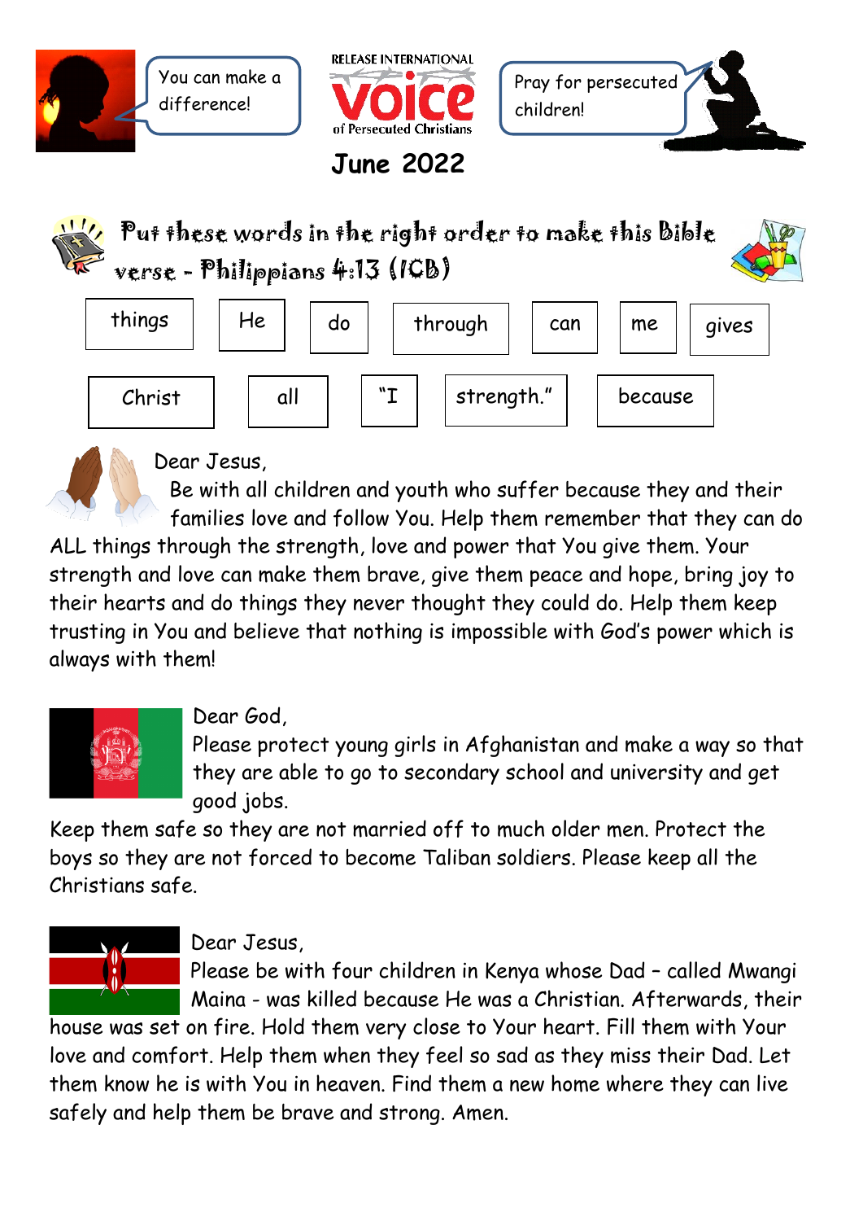You can make a difference!

RELEASE INTERNATIONAL

**Voice** of Persecuted Christians

Pray for persecuted children!

# June 2022

## Put these words in the right order to make this Bible verse - Philippians 4:13 (ICB)

| things | He | do | through | can | me | gives |
|---|---|---|---|---|---|---|
| Christ | all | "I | strength." | because | | |

Dear Jesus,

Be with all children and youth who suffer because they and their families love and follow You. Help them remember that they can do ALL things through the strength, love and power that You give them. Your strength and love can make them brave, give them peace and hope, bring joy to their hearts and do things they never thought they could do. Help them keep trusting in You and believe that nothing is impossible with God's power which is always with them!

Dear God,

Please protect young girls in Afghanistan and make a way so that they are able to go to secondary school and university and get good jobs.

Keep them safe so they are not married off to much older men. Protect the boys so they are not forced to become Taliban soldiers. Please keep all the Christians safe.

Dear Jesus,

Please be with four children in Kenya whose Dad – called Mwangi Maina - was killed because He was a Christian. Afterwards, their house was set on fire. Hold them very close to Your heart. Fill them with Your love and comfort. Help them when they feel so sad as they miss their Dad. Let them know he is with You in heaven. Find them a new home where they can live safely and help them be brave and strong. Amen.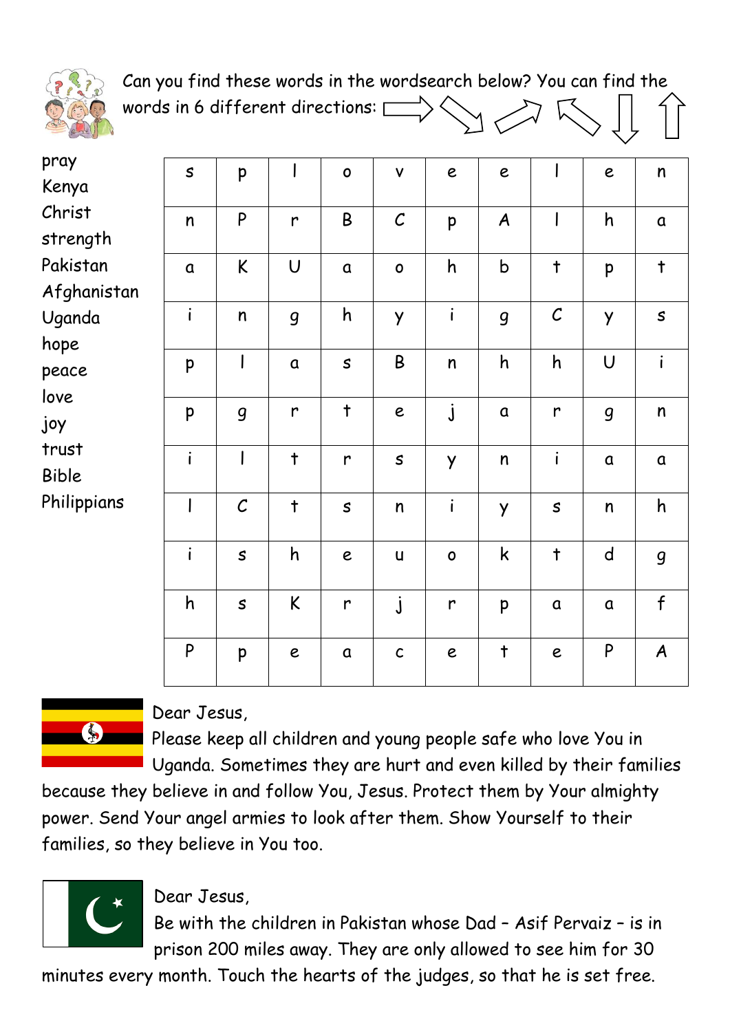Can you find these words in the wordsearch below? You can find the words in 6 different directions: → ↘ ↗ ↖ ↓ ↑

pray
Kenya
Christ
strength
Pakistan
Afghanistan
Uganda
hope
peace
love
joy
trust
Bible
Philippians

| | | | | | | | | | |
|---|---|---|---|---|---|---|---|---|---|
| s | p | l | o | v | e | e | l | e | n |
| n | P | r | B | C | p | A | l | h | a |
| a | K | U | a | o | h | b | t | p | t |
| i | n | g | h | y | i | g | C | y | s |
| p | l | a | s | B | n | h | h | U | i |
| p | g | r | t | e | j | a | r | g | n |
| i | l | t | r | s | y | n | i | a | a |
| l | C | t | s | n | i | y | s | n | h |
| i | s | h | e | u | o | k | t | d | g |
| h | s | K | r | j | r | p | a | a | f |
| P | p | e | a | c | e | t | e | P | A |

Dear Jesus,
Please keep all children and young people safe who love You in Uganda. Sometimes they are hurt and even killed by their families because they believe in and follow You, Jesus. Protect them by Your almighty power. Send Your angel armies to look after them. Show Yourself to their families, so they believe in You too.

Dear Jesus,
Be with the children in Pakistan whose Dad – Asif Pervaiz – is in prison 200 miles away. They are only allowed to see him for 30 minutes every month. Touch the hearts of the judges, so that he is set free.